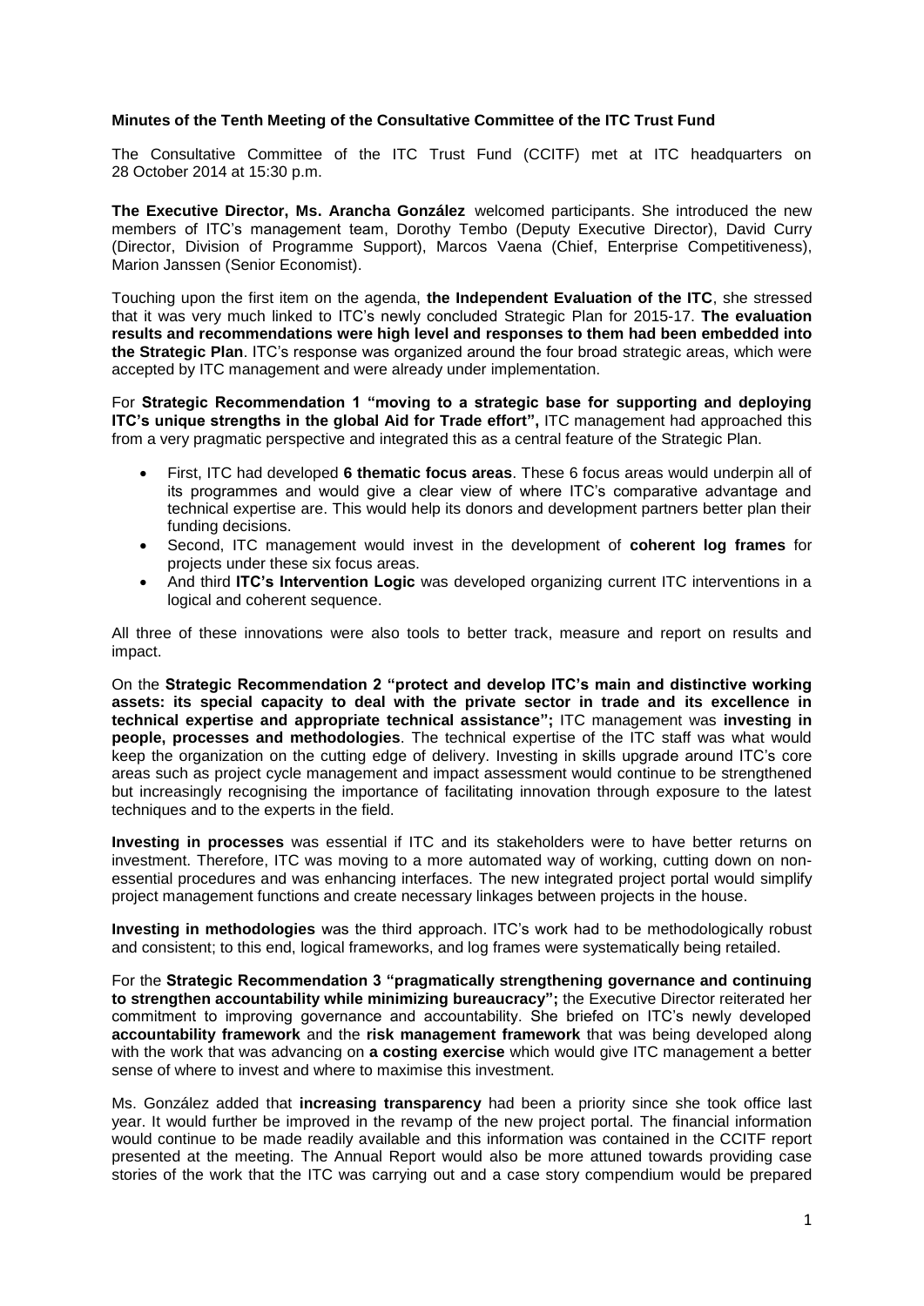**Minutes of the Tenth Meeting of the Consultative Committee of the ITC Trust Fund**

The Consultative Committee of the ITC Trust Fund (CCITF) met at ITC headquarters on 28 October 2014 at 15:30 p.m.

**The Executive Director, Ms. Arancha González** welcomed participants. She introduced the new members of ITC's management team, Dorothy Tembo (Deputy Executive Director), David Curry (Director, Division of Programme Support), Marcos Vaena (Chief, Enterprise Competitiveness), Marion Janssen (Senior Economist).

Touching upon the first item on the agenda, **the Independent Evaluation of the ITC**, she stressed that it was very much linked to ITC's newly concluded Strategic Plan for 2015-17. **The evaluation results and recommendations were high level and responses to them had been embedded into the Strategic Plan**. ITC's response was organized around the four broad strategic areas, which were accepted by ITC management and were already under implementation.

For **Strategic Recommendation 1 "moving to a strategic base for supporting and deploying ITC's unique strengths in the global Aid for Trade effort",** ITC management had approached this from a very pragmatic perspective and integrated this as a central feature of the Strategic Plan.

- First, ITC had developed **6 thematic focus areas**. These 6 focus areas would underpin all of its programmes and would give a clear view of where ITC's comparative advantage and technical expertise are. This would help its donors and development partners better plan their funding decisions.
- Second, ITC management would invest in the development of **coherent log frames** for projects under these six focus areas.
- And third **ITC's Intervention Logic** was developed organizing current ITC interventions in a logical and coherent sequence.

All three of these innovations were also tools to better track, measure and report on results and impact.

On the **Strategic Recommendation 2 "protect and develop ITC's main and distinctive working assets: its special capacity to deal with the private sector in trade and its excellence in technical expertise and appropriate technical assistance";** ITC management was **investing in people, processes and methodologies**. The technical expertise of the ITC staff was what would keep the organization on the cutting edge of delivery. Investing in skills upgrade around ITC's core areas such as project cycle management and impact assessment would continue to be strengthened but increasingly recognising the importance of facilitating innovation through exposure to the latest techniques and to the experts in the field.

**Investing in processes** was essential if ITC and its stakeholders were to have better returns on investment. Therefore, ITC was moving to a more automated way of working, cutting down on non-essential procedures and was enhancing interfaces. The new integrated project portal would simplify project management functions and create necessary linkages between projects in the house.

**Investing in methodologies** was the third approach. ITC's work had to be methodologically robust and consistent; to this end, logical frameworks, and log frames were systematically being retailed.

For the **Strategic Recommendation 3 "pragmatically strengthening governance and continuing to strengthen accountability while minimizing bureaucracy";** the Executive Director reiterated her commitment to improving governance and accountability. She briefed on ITC's newly developed **accountability framework** and the **risk management framework** that was being developed along with the work that was advancing on **a costing exercise** which would give ITC management a better sense of where to invest and where to maximise this investment.

Ms. González added that **increasing transparency** had been a priority since she took office last year. It would further be improved in the revamp of the new project portal. The financial information would continue to be made readily available and this information was contained in the CCITF report presented at the meeting. The Annual Report would also be more attuned towards providing case stories of the work that the ITC was carrying out and a case story compendium would be prepared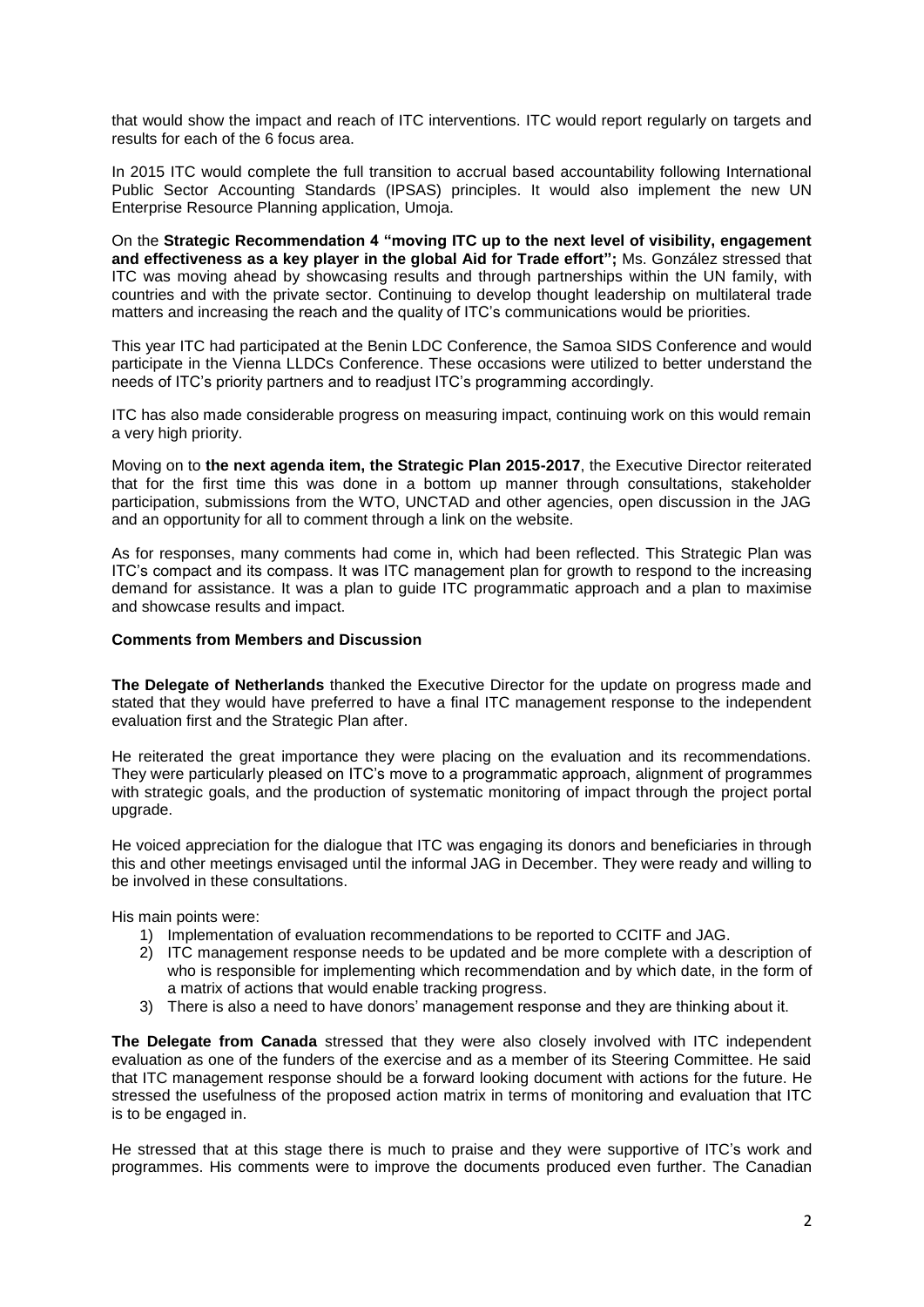that would show the impact and reach of ITC interventions. ITC would report regularly on targets and results for each of the 6 focus area.

In 2015 ITC would complete the full transition to accrual based accountability following International Public Sector Accounting Standards (IPSAS) principles. It would also implement the new UN Enterprise Resource Planning application, Umoja.

On the **Strategic Recommendation 4 "moving ITC up to the next level of visibility, engagement and effectiveness as a key player in the global Aid for Trade effort";** Ms. González stressed that ITC was moving ahead by showcasing results and through partnerships within the UN family, with countries and with the private sector. Continuing to develop thought leadership on multilateral trade matters and increasing the reach and the quality of ITC's communications would be priorities.

This year ITC had participated at the Benin LDC Conference, the Samoa SIDS Conference and would participate in the Vienna LLDCs Conference. These occasions were utilized to better understand the needs of ITC's priority partners and to readjust ITC's programming accordingly.

ITC has also made considerable progress on measuring impact, continuing work on this would remain a very high priority.

Moving on to **the next agenda item, the Strategic Plan 2015-2017**, the Executive Director reiterated that for the first time this was done in a bottom up manner through consultations, stakeholder participation, submissions from the WTO, UNCTAD and other agencies, open discussion in the JAG and an opportunity for all to comment through a link on the website.

As for responses, many comments had come in, which had been reflected. This Strategic Plan was ITC's compact and its compass. It was ITC management plan for growth to respond to the increasing demand for assistance. It was a plan to guide ITC programmatic approach and a plan to maximise and showcase results and impact.

**Comments from Members and Discussion**

**The Delegate of Netherlands** thanked the Executive Director for the update on progress made and stated that they would have preferred to have a final ITC management response to the independent evaluation first and the Strategic Plan after.

He reiterated the great importance they were placing on the evaluation and its recommendations. They were particularly pleased on ITC's move to a programmatic approach, alignment of programmes with strategic goals, and the production of systematic monitoring of impact through the project portal upgrade.

He voiced appreciation for the dialogue that ITC was engaging its donors and beneficiaries in through this and other meetings envisaged until the informal JAG in December. They were ready and willing to be involved in these consultations.

His main points were:

1) Implementation of evaluation recommendations to be reported to CCITF and JAG.
2) ITC management response needs to be updated and be more complete with a description of who is responsible for implementing which recommendation and by which date, in the form of a matrix of actions that would enable tracking progress.
3) There is also a need to have donors' management response and they are thinking about it.

**The Delegate from Canada** stressed that they were also closely involved with ITC independent evaluation as one of the funders of the exercise and as a member of its Steering Committee. He said that ITC management response should be a forward looking document with actions for the future. He stressed the usefulness of the proposed action matrix in terms of monitoring and evaluation that ITC is to be engaged in.

He stressed that at this stage there is much to praise and they were supportive of ITC's work and programmes. His comments were to improve the documents produced even further. The Canadian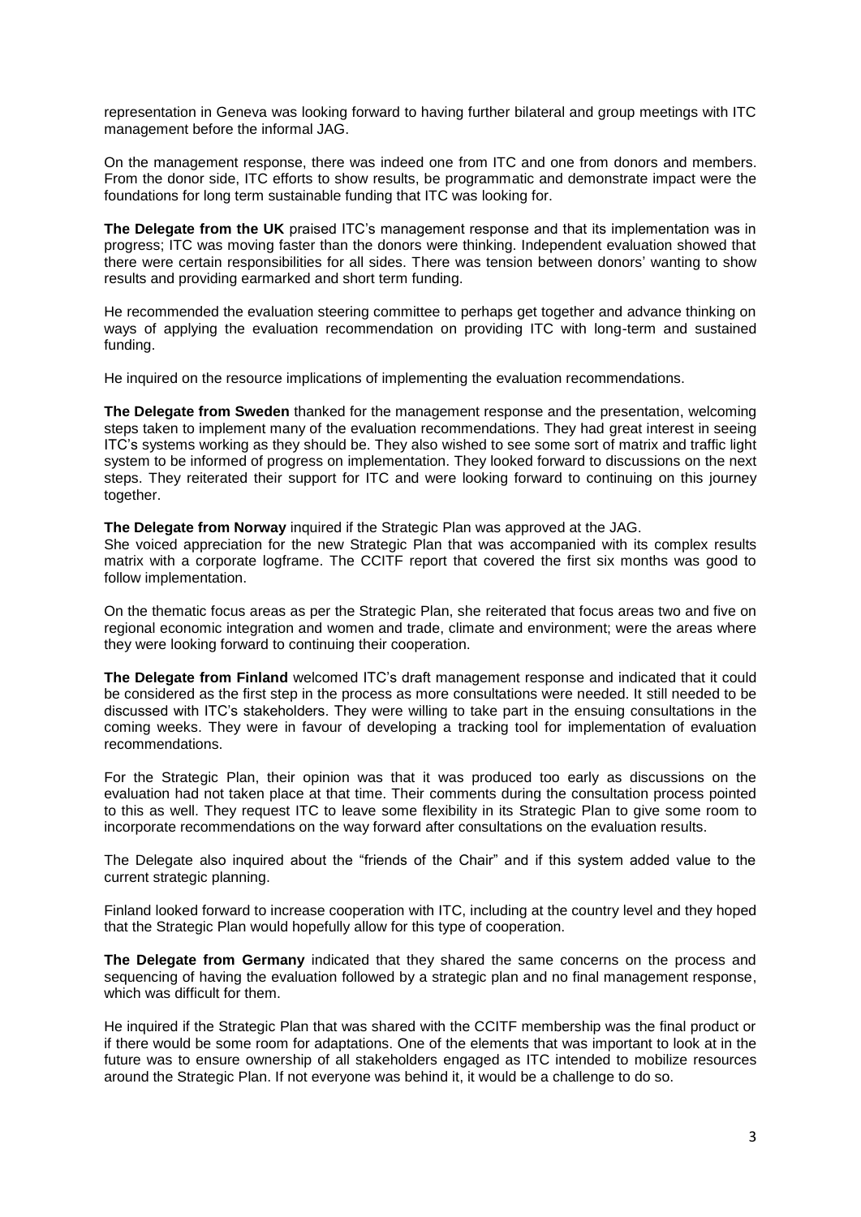representation in Geneva was looking forward to having further bilateral and group meetings with ITC management before the informal JAG.

On the management response, there was indeed one from ITC and one from donors and members. From the donor side, ITC efforts to show results, be programmatic and demonstrate impact were the foundations for long term sustainable funding that ITC was looking for.

**The Delegate from the UK** praised ITC's management response and that its implementation was in progress; ITC was moving faster than the donors were thinking. Independent evaluation showed that there were certain responsibilities for all sides. There was tension between donors' wanting to show results and providing earmarked and short term funding.

He recommended the evaluation steering committee to perhaps get together and advance thinking on ways of applying the evaluation recommendation on providing ITC with long-term and sustained funding.

He inquired on the resource implications of implementing the evaluation recommendations.

**The Delegate from Sweden** thanked for the management response and the presentation, welcoming steps taken to implement many of the evaluation recommendations. They had great interest in seeing ITC's systems working as they should be. They also wished to see some sort of matrix and traffic light system to be informed of progress on implementation. They looked forward to discussions on the next steps. They reiterated their support for ITC and were looking forward to continuing on this journey together.

**The Delegate from Norway** inquired if the Strategic Plan was approved at the JAG.
She voiced appreciation for the new Strategic Plan that was accompanied with its complex results matrix with a corporate logframe. The CCITF report that covered the first six months was good to follow implementation.

On the thematic focus areas as per the Strategic Plan, she reiterated that focus areas two and five on regional economic integration and women and trade, climate and environment; were the areas where they were looking forward to continuing their cooperation.

**The Delegate from Finland** welcomed ITC's draft management response and indicated that it could be considered as the first step in the process as more consultations were needed. It still needed to be discussed with ITC's stakeholders. They were willing to take part in the ensuing consultations in the coming weeks. They were in favour of developing a tracking tool for implementation of evaluation recommendations.

For the Strategic Plan, their opinion was that it was produced too early as discussions on the evaluation had not taken place at that time. Their comments during the consultation process pointed to this as well. They request ITC to leave some flexibility in its Strategic Plan to give some room to incorporate recommendations on the way forward after consultations on the evaluation results.

The Delegate also inquired about the "friends of the Chair" and if this system added value to the current strategic planning.

Finland looked forward to increase cooperation with ITC, including at the country level and they hoped that the Strategic Plan would hopefully allow for this type of cooperation.

**The Delegate from Germany** indicated that they shared the same concerns on the process and sequencing of having the evaluation followed by a strategic plan and no final management response, which was difficult for them.

He inquired if the Strategic Plan that was shared with the CCITF membership was the final product or if there would be some room for adaptations. One of the elements that was important to look at in the future was to ensure ownership of all stakeholders engaged as ITC intended to mobilize resources around the Strategic Plan. If not everyone was behind it, it would be a challenge to do so.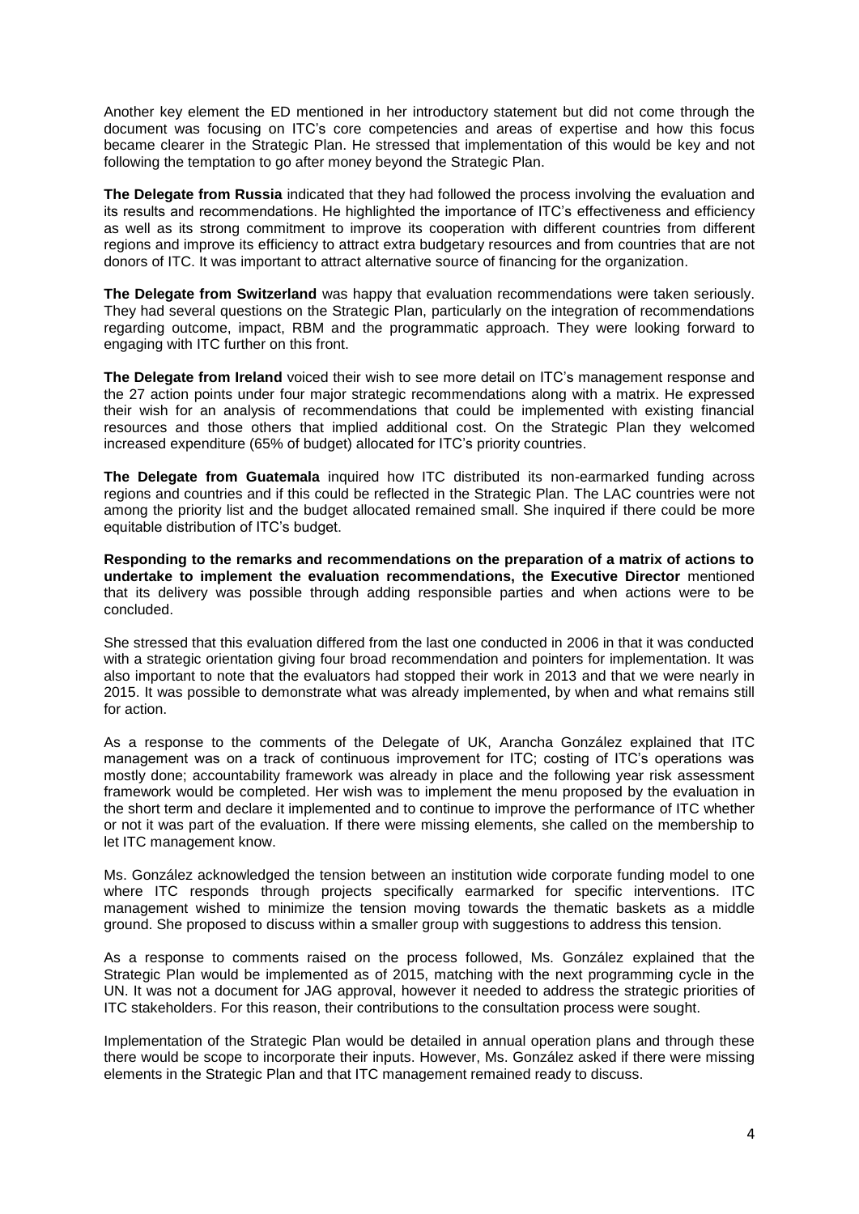Another key element the ED mentioned in her introductory statement but did not come through the document was focusing on ITC's core competencies and areas of expertise and how this focus became clearer in the Strategic Plan. He stressed that implementation of this would be key and not following the temptation to go after money beyond the Strategic Plan.

**The Delegate from Russia** indicated that they had followed the process involving the evaluation and its results and recommendations. He highlighted the importance of ITC's effectiveness and efficiency as well as its strong commitment to improve its cooperation with different countries from different regions and improve its efficiency to attract extra budgetary resources and from countries that are not donors of ITC. It was important to attract alternative source of financing for the organization.

**The Delegate from Switzerland** was happy that evaluation recommendations were taken seriously. They had several questions on the Strategic Plan, particularly on the integration of recommendations regarding outcome, impact, RBM and the programmatic approach. They were looking forward to engaging with ITC further on this front.

**The Delegate from Ireland** voiced their wish to see more detail on ITC's management response and the 27 action points under four major strategic recommendations along with a matrix. He expressed their wish for an analysis of recommendations that could be implemented with existing financial resources and those others that implied additional cost. On the Strategic Plan they welcomed increased expenditure (65% of budget) allocated for ITC's priority countries.

**The Delegate from Guatemala** inquired how ITC distributed its non-earmarked funding across regions and countries and if this could be reflected in the Strategic Plan. The LAC countries were not among the priority list and the budget allocated remained small. She inquired if there could be more equitable distribution of ITC's budget.

**Responding to the remarks and recommendations on the preparation of a matrix of actions to undertake to implement the evaluation recommendations, the Executive Director** mentioned that its delivery was possible through adding responsible parties and when actions were to be concluded.

She stressed that this evaluation differed from the last one conducted in 2006 in that it was conducted with a strategic orientation giving four broad recommendation and pointers for implementation. It was also important to note that the evaluators had stopped their work in 2013 and that we were nearly in 2015. It was possible to demonstrate what was already implemented, by when and what remains still for action.

As a response to the comments of the Delegate of UK, Arancha González explained that ITC management was on a track of continuous improvement for ITC; costing of ITC's operations was mostly done; accountability framework was already in place and the following year risk assessment framework would be completed. Her wish was to implement the menu proposed by the evaluation in the short term and declare it implemented and to continue to improve the performance of ITC whether or not it was part of the evaluation. If there were missing elements, she called on the membership to let ITC management know.

Ms. González acknowledged the tension between an institution wide corporate funding model to one where ITC responds through projects specifically earmarked for specific interventions. ITC management wished to minimize the tension moving towards the thematic baskets as a middle ground. She proposed to discuss within a smaller group with suggestions to address this tension.

As a response to comments raised on the process followed, Ms. González explained that the Strategic Plan would be implemented as of 2015, matching with the next programming cycle in the UN. It was not a document for JAG approval, however it needed to address the strategic priorities of ITC stakeholders. For this reason, their contributions to the consultation process were sought.

Implementation of the Strategic Plan would be detailed in annual operation plans and through these there would be scope to incorporate their inputs. However, Ms. González asked if there were missing elements in the Strategic Plan and that ITC management remained ready to discuss.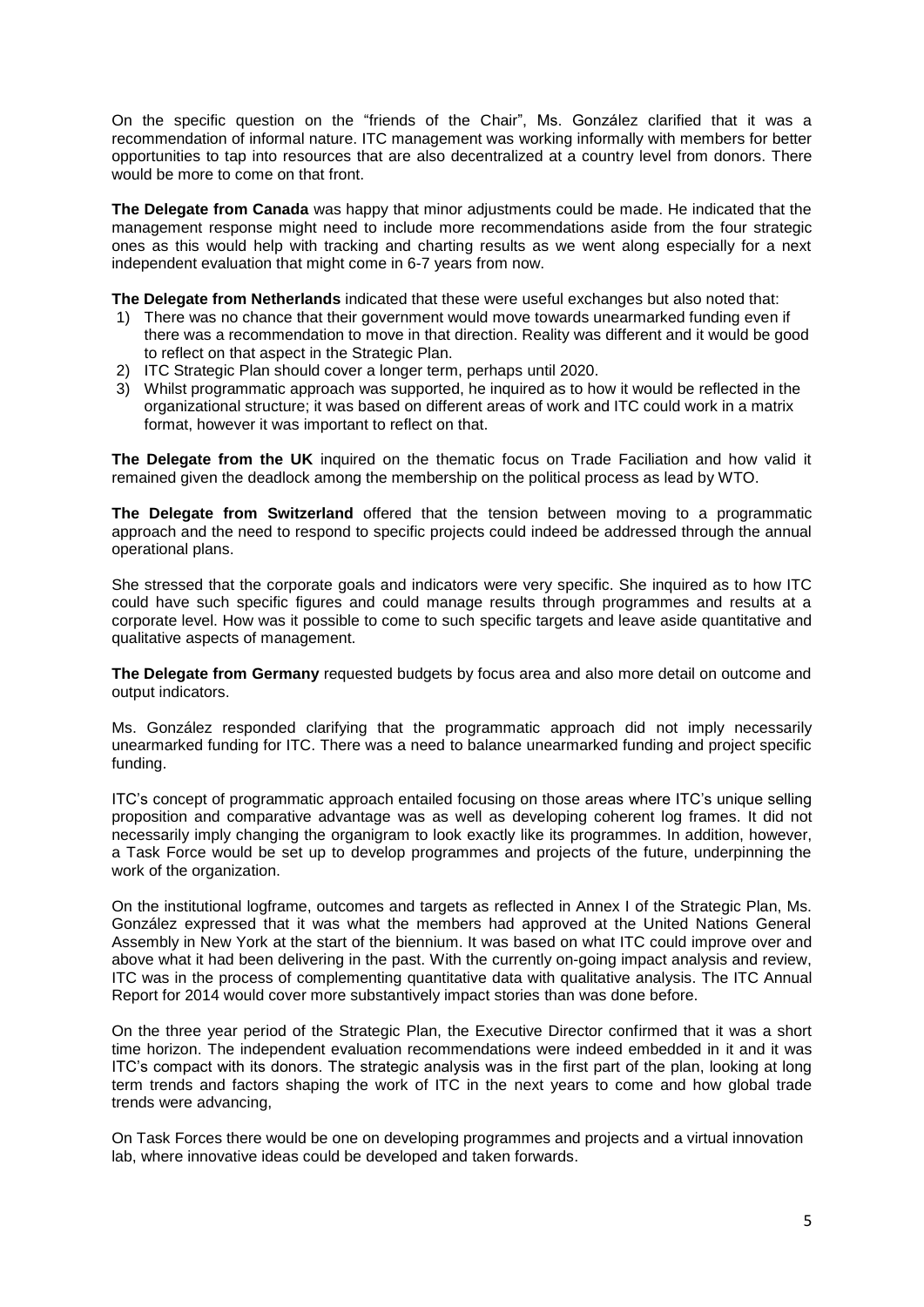On the specific question on the "friends of the Chair", Ms. González clarified that it was a recommendation of informal nature. ITC management was working informally with members for better opportunities to tap into resources that are also decentralized at a country level from donors. There would be more to come on that front.

**The Delegate from Canada** was happy that minor adjustments could be made. He indicated that the management response might need to include more recommendations aside from the four strategic ones as this would help with tracking and charting results as we went along especially for a next independent evaluation that might come in 6-7 years from now.

**The Delegate from Netherlands** indicated that these were useful exchanges but also noted that:

1) There was no chance that their government would move towards unearmarked funding even if there was a recommendation to move in that direction. Reality was different and it would be good to reflect on that aspect in the Strategic Plan.
2) ITC Strategic Plan should cover a longer term, perhaps until 2020.
3) Whilst programmatic approach was supported, he inquired as to how it would be reflected in the organizational structure; it was based on different areas of work and ITC could work in a matrix format, however it was important to reflect on that.

**The Delegate from the UK** inquired on the thematic focus on Trade Faciliation and how valid it remained given the deadlock among the membership on the political process as lead by WTO.

**The Delegate from Switzerland** offered that the tension between moving to a programmatic approach and the need to respond to specific projects could indeed be addressed through the annual operational plans.

She stressed that the corporate goals and indicators were very specific. She inquired as to how ITC could have such specific figures and could manage results through programmes and results at a corporate level. How was it possible to come to such specific targets and leave aside quantitative and qualitative aspects of management.

**The Delegate from Germany** requested budgets by focus area and also more detail on outcome and output indicators.

Ms. González responded clarifying that the programmatic approach did not imply necessarily unearmarked funding for ITC. There was a need to balance unearmarked funding and project specific funding.

ITC's concept of programmatic approach entailed focusing on those areas where ITC's unique selling proposition and comparative advantage was as well as developing coherent log frames. It did not necessarily imply changing the organigram to look exactly like its programmes. In addition, however, a Task Force would be set up to develop programmes and projects of the future, underpinning the work of the organization.

On the institutional logframe, outcomes and targets as reflected in Annex I of the Strategic Plan, Ms. González expressed that it was what the members had approved at the United Nations General Assembly in New York at the start of the biennium. It was based on what ITC could improve over and above what it had been delivering in the past. With the currently on-going impact analysis and review, ITC was in the process of complementing quantitative data with qualitative analysis. The ITC Annual Report for 2014 would cover more substantively impact stories than was done before.

On the three year period of the Strategic Plan, the Executive Director confirmed that it was a short time horizon. The independent evaluation recommendations were indeed embedded in it and it was ITC's compact with its donors. The strategic analysis was in the first part of the plan, looking at long term trends and factors shaping the work of ITC in the next years to come and how global trade trends were advancing,

On Task Forces there would be one on developing programmes and projects and a virtual innovation lab, where innovative ideas could be developed and taken forwards.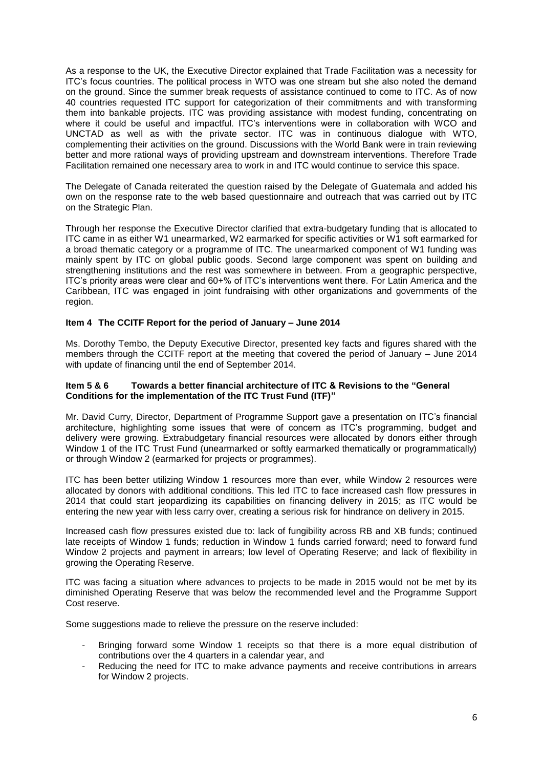As a response to the UK, the Executive Director explained that Trade Facilitation was a necessity for ITC's focus countries. The political process in WTO was one stream but she also noted the demand on the ground. Since the summer break requests of assistance continued to come to ITC. As of now 40 countries requested ITC support for categorization of their commitments and with transforming them into bankable projects. ITC was providing assistance with modest funding, concentrating on where it could be useful and impactful. ITC's interventions were in collaboration with WCO and UNCTAD as well as with the private sector. ITC was in continuous dialogue with WTO, complementing their activities on the ground. Discussions with the World Bank were in train reviewing better and more rational ways of providing upstream and downstream interventions. Therefore Trade Facilitation remained one necessary area to work in and ITC would continue to service this space.

The Delegate of Canada reiterated the question raised by the Delegate of Guatemala and added his own on the response rate to the web based questionnaire and outreach that was carried out by ITC on the Strategic Plan.

Through her response the Executive Director clarified that extra-budgetary funding that is allocated to ITC came in as either W1 unearmarked, W2 earmarked for specific activities or W1 soft earmarked for a broad thematic category or a programme of ITC. The unearmarked component of W1 funding was mainly spent by ITC on global public goods. Second large component was spent on building and strengthening institutions and the rest was somewhere in between. From a geographic perspective, ITC's priority areas were clear and 60+% of ITC's interventions went there. For Latin America and the Caribbean, ITC was engaged in joint fundraising with other organizations and governments of the region.

### Item 4 The CCITF Report for the period of January – June 2014

Ms. Dorothy Tembo, the Deputy Executive Director, presented key facts and figures shared with the members through the CCITF report at the meeting that covered the period of January – June 2014 with update of financing until the end of September 2014.

### Item 5 & 6 Towards a better financial architecture of ITC & Revisions to the "General Conditions for the implementation of the ITC Trust Fund (ITF)"

Mr. David Curry, Director, Department of Programme Support gave a presentation on ITC's financial architecture, highlighting some issues that were of concern as ITC's programming, budget and delivery were growing. Extrabudgetary financial resources were allocated by donors either through Window 1 of the ITC Trust Fund (unearmarked or softly earmarked thematically or programmatically) or through Window 2 (earmarked for projects or programmes).

ITC has been better utilizing Window 1 resources more than ever, while Window 2 resources were allocated by donors with additional conditions. This led ITC to face increased cash flow pressures in 2014 that could start jeopardizing its capabilities on financing delivery in 2015; as ITC would be entering the new year with less carry over, creating a serious risk for hindrance on delivery in 2015.

Increased cash flow pressures existed due to: lack of fungibility across RB and XB funds; continued late receipts of Window 1 funds; reduction in Window 1 funds carried forward; need to forward fund Window 2 projects and payment in arrears; low level of Operating Reserve; and lack of flexibility in growing the Operating Reserve.

ITC was facing a situation where advances to projects to be made in 2015 would not be met by its diminished Operating Reserve that was below the recommended level and the Programme Support Cost reserve.

Some suggestions made to relieve the pressure on the reserve included:

- Bringing forward some Window 1 receipts so that there is a more equal distribution of contributions over the 4 quarters in a calendar year, and
- Reducing the need for ITC to make advance payments and receive contributions in arrears for Window 2 projects.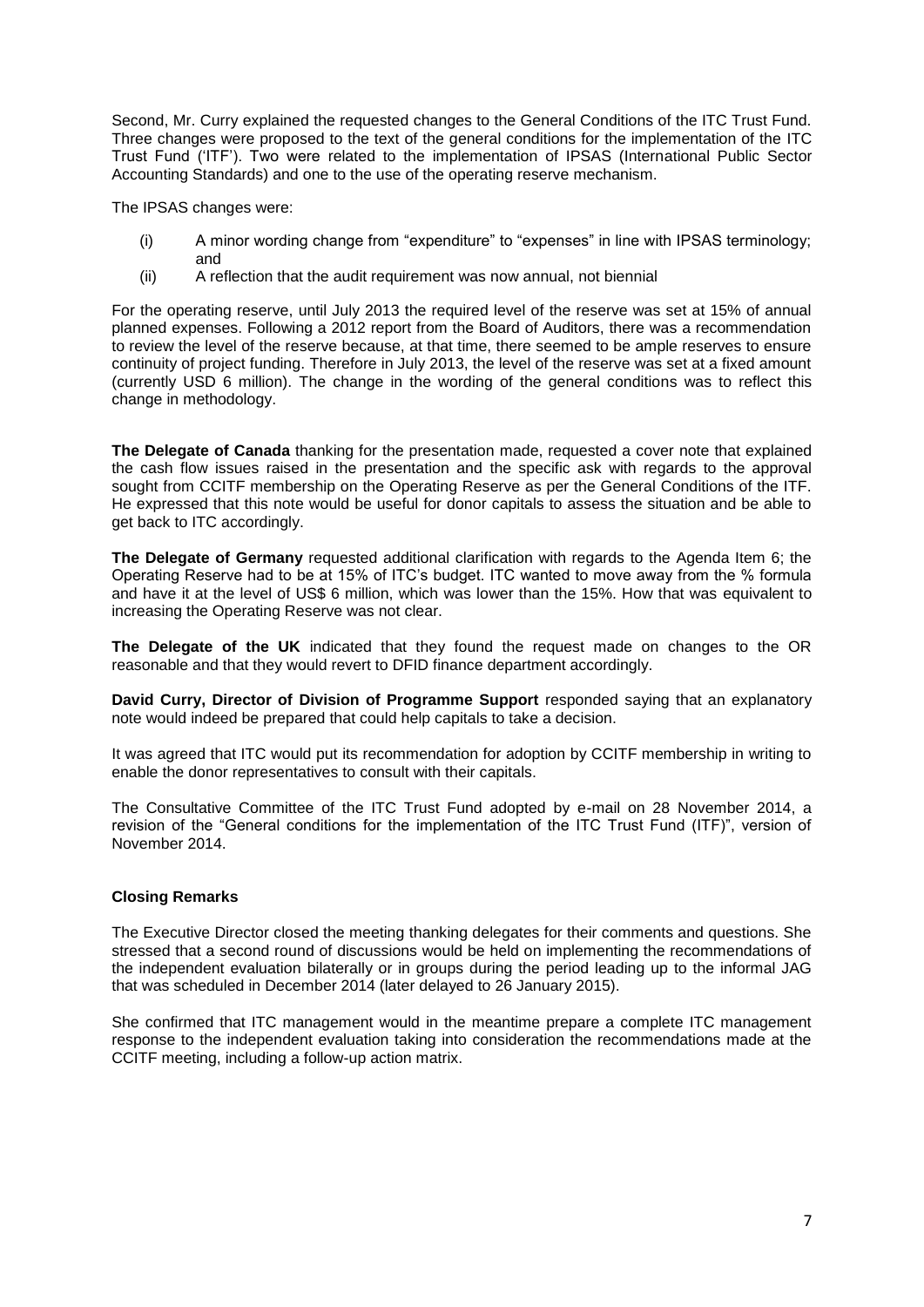Second, Mr. Curry explained the requested changes to the General Conditions of the ITC Trust Fund. Three changes were proposed to the text of the general conditions for the implementation of the ITC Trust Fund ('ITF'). Two were related to the implementation of IPSAS (International Public Sector Accounting Standards) and one to the use of the operating reserve mechanism.

The IPSAS changes were:

- (i) A minor wording change from "expenditure" to "expenses" in line with IPSAS terminology; and
- (ii) A reflection that the audit requirement was now annual, not biennial

For the operating reserve, until July 2013 the required level of the reserve was set at 15% of annual planned expenses. Following a 2012 report from the Board of Auditors, there was a recommendation to review the level of the reserve because, at that time, there seemed to be ample reserves to ensure continuity of project funding. Therefore in July 2013, the level of the reserve was set at a fixed amount (currently USD 6 million). The change in the wording of the general conditions was to reflect this change in methodology.

**The Delegate of Canada** thanking for the presentation made, requested a cover note that explained the cash flow issues raised in the presentation and the specific ask with regards to the approval sought from CCITF membership on the Operating Reserve as per the General Conditions of the ITF. He expressed that this note would be useful for donor capitals to assess the situation and be able to get back to ITC accordingly.

**The Delegate of Germany** requested additional clarification with regards to the Agenda Item 6; the Operating Reserve had to be at 15% of ITC's budget. ITC wanted to move away from the % formula and have it at the level of US$ 6 million, which was lower than the 15%. How that was equivalent to increasing the Operating Reserve was not clear.

**The Delegate of the UK** indicated that they found the request made on changes to the OR reasonable and that they would revert to DFID finance department accordingly.

**David Curry, Director of Division of Programme Support** responded saying that an explanatory note would indeed be prepared that could help capitals to take a decision.

It was agreed that ITC would put its recommendation for adoption by CCITF membership in writing to enable the donor representatives to consult with their capitals.

The Consultative Committee of the ITC Trust Fund adopted by e-mail on 28 November 2014, a revision of the "General conditions for the implementation of the ITC Trust Fund (ITF)", version of November 2014.

**Closing Remarks**

The Executive Director closed the meeting thanking delegates for their comments and questions. She stressed that a second round of discussions would be held on implementing the recommendations of the independent evaluation bilaterally or in groups during the period leading up to the informal JAG that was scheduled in December 2014 (later delayed to 26 January 2015).

She confirmed that ITC management would in the meantime prepare a complete ITC management response to the independent evaluation taking into consideration the recommendations made at the CCITF meeting, including a follow-up action matrix.